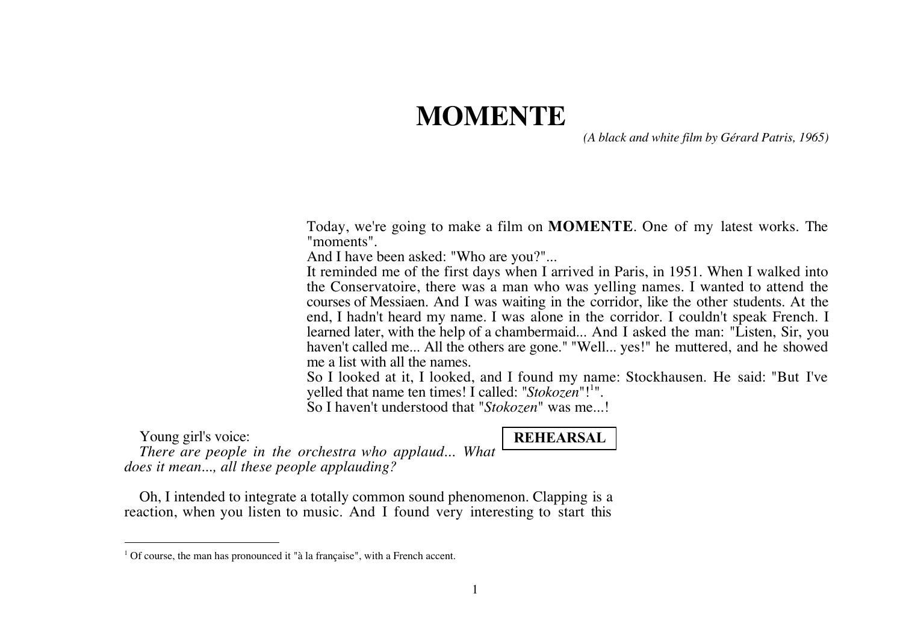# MOMENTE

*(A black and white film by Gérard Patris, 1965)*

Today, we're going to make a film on **MOMENTE**. One of my latest works. The "moments".
And I have been asked: "Who are you?"...
It reminded me of the first days when I arrived in Paris, in 1951. When I walked into the Conservatoire, there was a man who was yelling names. I wanted to attend the courses of Messiaen. And I was waiting in the corridor, like the other students. At the end, I hadn't heard my name. I was alone in the corridor. I couldn't speak French. I learned later, with the help of a chambermaid... And I asked the man: "Listen, Sir, you haven't called me... All the others are gone." "Well... yes!" he muttered, and he showed me a list with all the names.
So I looked at it, I looked, and I found my name: Stockhausen. He said: "But I've yelled that name ten times! I called: "*Stokozen*"![1]".
So I haven't understood that "*Stokozen*" was me...!

**REHEARSAL**

Young girl's voice:
*There are people in the orchestra who applaud... What does it mean..., all these people applauding?*

Oh, I intended to integrate a totally common sound phenomenon. Clapping is a reaction, when you listen to music. And I found very interesting to start this

---

[1] Of course, the man has pronounced it "à la française", with a French accent.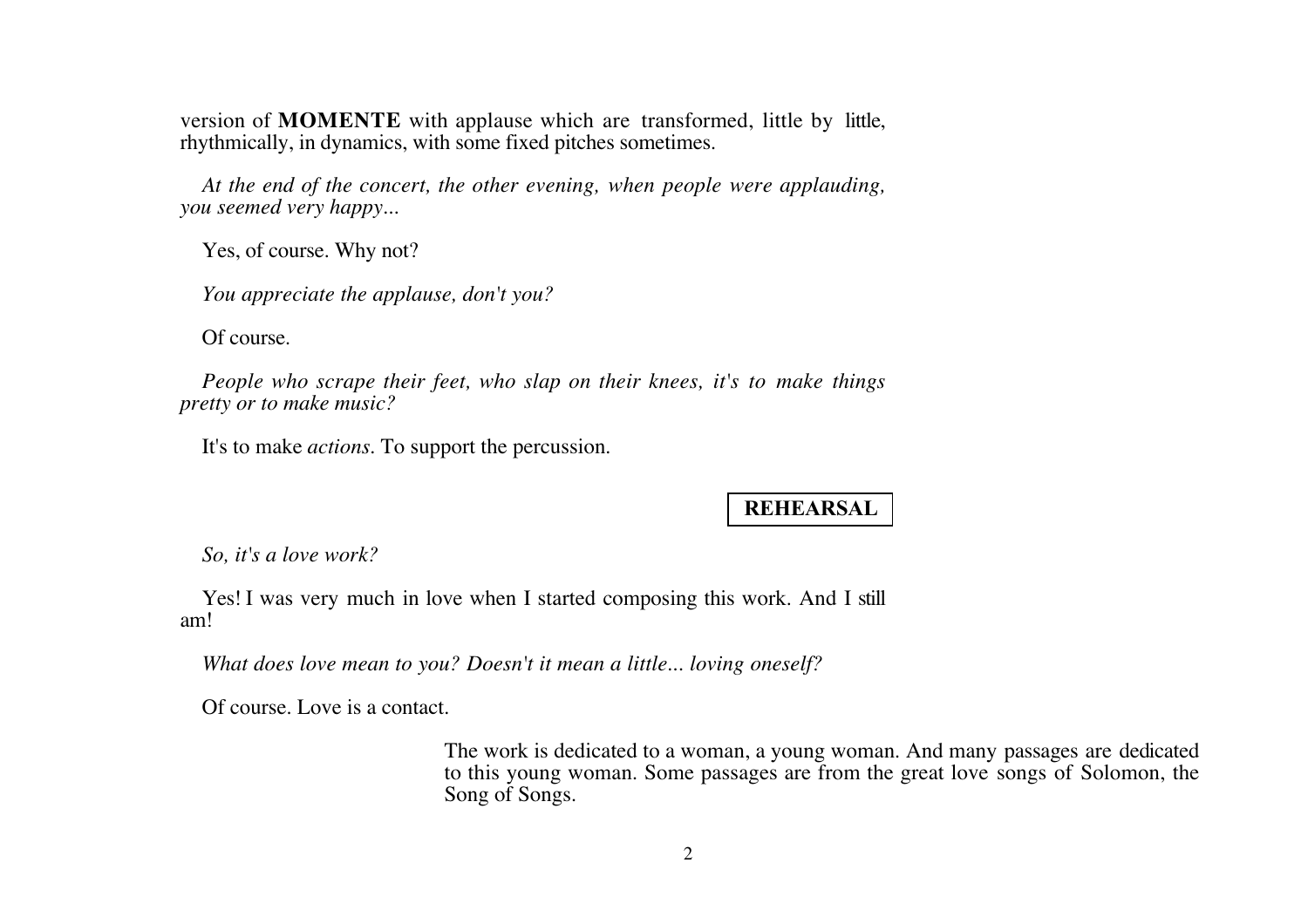version of **MOMENTE** with applause which are transformed, little by little, rhythmically, in dynamics, with some fixed pitches sometimes.

*At the end of the concert, the other evening, when people were applauding, you seemed very happy...*

Yes, of course. Why not?

*You appreciate the applause, don't you?*

Of course.

*People who scrape their feet, who slap on their knees, it's to make things pretty or to make music?*

It's to make *actions*. To support the percussion.

**REHEARSAL**

*So, it's a love work?*

Yes! I was very much in love when I started composing this work. And I still am!

*What does love mean to you? Doesn't it mean a little... loving oneself?*

Of course. Love is a contact.

The work is dedicated to a woman, a young woman. And many passages are dedicated to this young woman. Some passages are from the great love songs of Solomon, the Song of Songs.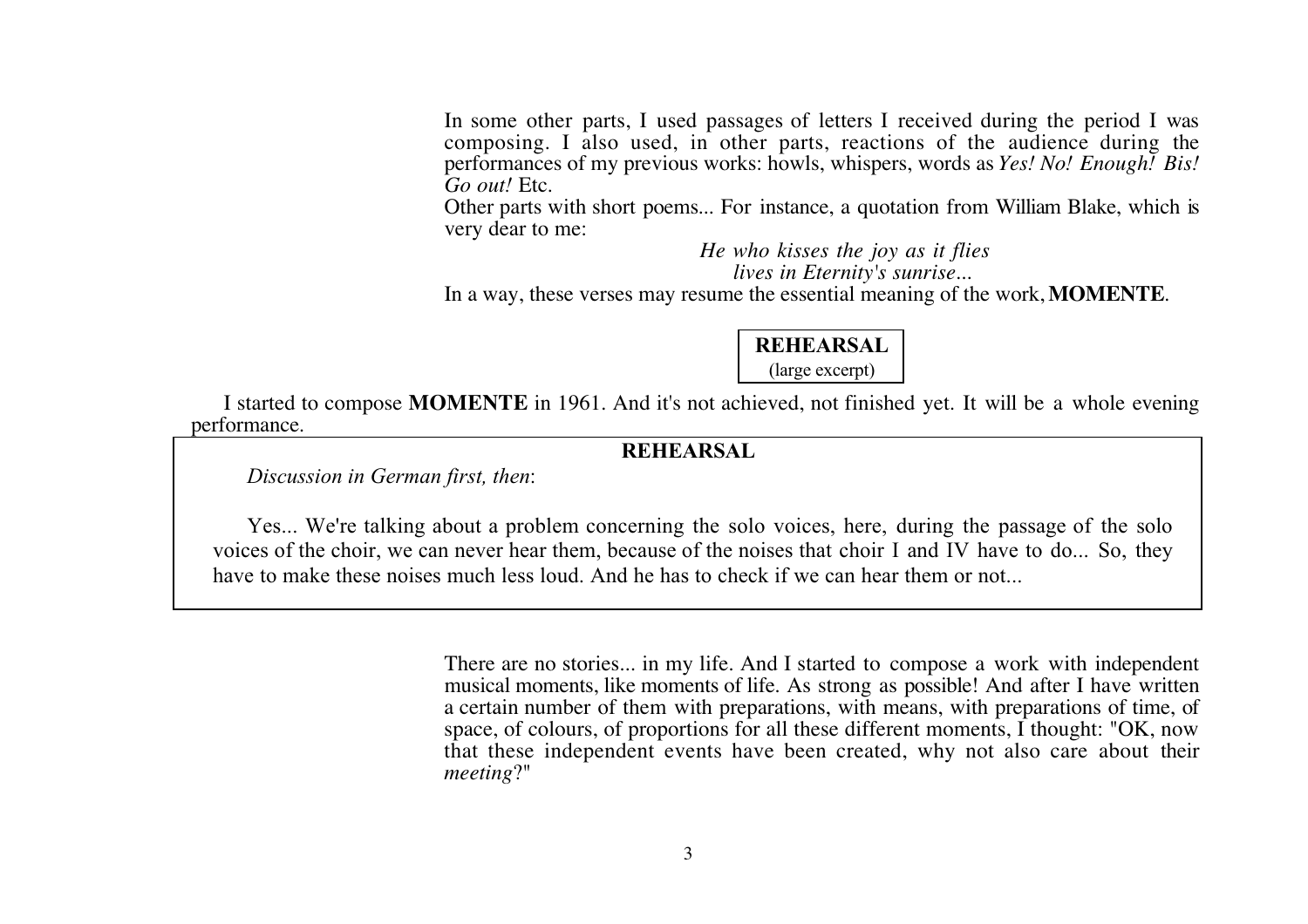In some other parts, I used passages of letters I received during the period I was composing. I also used, in other parts, reactions of the audience during the performances of my previous works: howls, whispers, words as *Yes! No! Enough! Bis! Go out!* Etc.

Other parts with short poems... For instance, a quotation from William Blake, which is very dear to me:

*He who kisses the joy as it flies*
*lives in Eternity's sunrise...*

In a way, these verses may resume the essential meaning of the work, **MOMENTE**.

**REHEARSAL**
(large excerpt)

I started to compose **MOMENTE** in 1961. And it's not achieved, not finished yet. It will be a whole evening performance.

**REHEARSAL**

*Discussion in German first, then*:

Yes... We're talking about a problem concerning the solo voices, here, during the passage of the solo voices of the choir, we can never hear them, because of the noises that choir I and IV have to do... So, they have to make these noises much less loud. And he has to check if we can hear them or not...

There are no stories... in my life. And I started to compose a work with independent musical moments, like moments of life. As strong as possible! And after I have written a certain number of them with preparations, with means, with preparations of time, of space, of colours, of proportions for all these different moments, I thought: "OK, now that these independent events have been created, why not also care about their *meeting*?"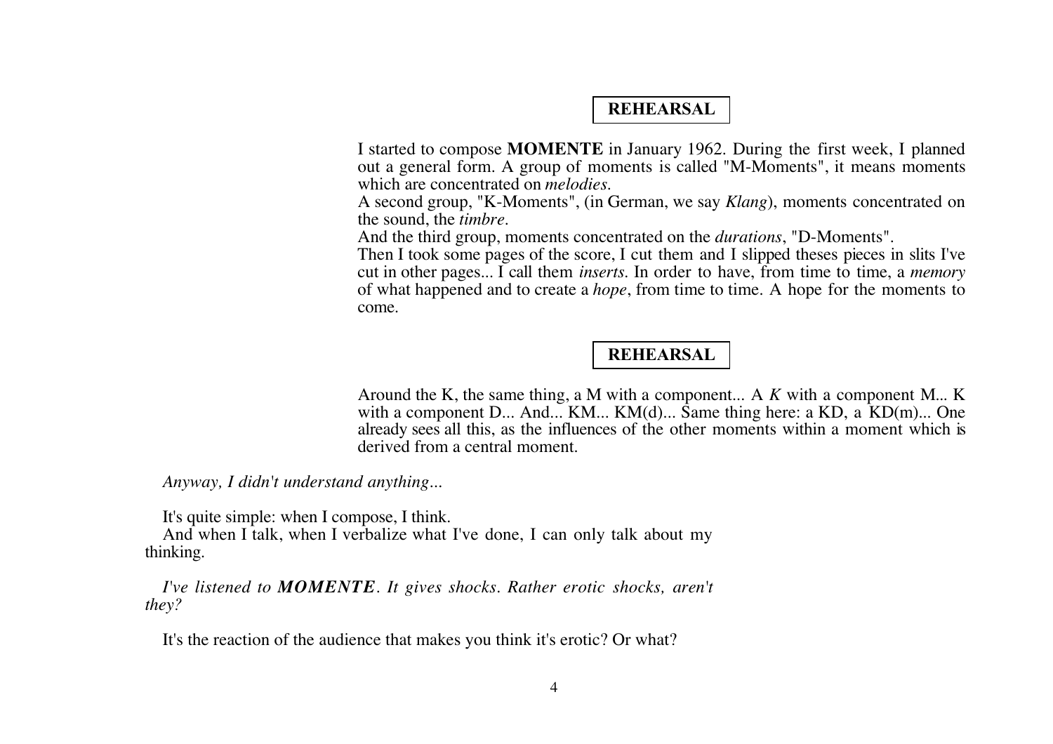**REHEARSAL**

I started to compose **MOMENTE** in January 1962. During the first week, I planned out a general form. A group of moments is called "M-Moments", it means moments which are concentrated on *melodies*.
A second group, "K-Moments", (in German, we say *Klang*), moments concentrated on the sound, the *timbre*.
And the third group, moments concentrated on the *durations*, "D-Moments".
Then I took some pages of the score, I cut them and I slipped theses pieces in slits I've cut in other pages... I call them *inserts*. In order to have, from time to time, a *memory* of what happened and to create a *hope*, from time to time. A hope for the moments to come.

**REHEARSAL**

Around the K, the same thing, a M with a component... A *K* with a component M... K with a component D... And... KM... KM(d)... Same thing here: a KD, a KD(m)... One already sees all this, as the influences of the other moments within a moment which is derived from a central moment.

*Anyway, I didn't understand anything...*

It's quite simple: when I compose, I think.
And when I talk, when I verbalize what I've done, I can only talk about my thinking.

*I've listened to **MOMENTE**. It gives shocks. Rather erotic shocks, aren't they?*

It's the reaction of the audience that makes you think it's erotic? Or what?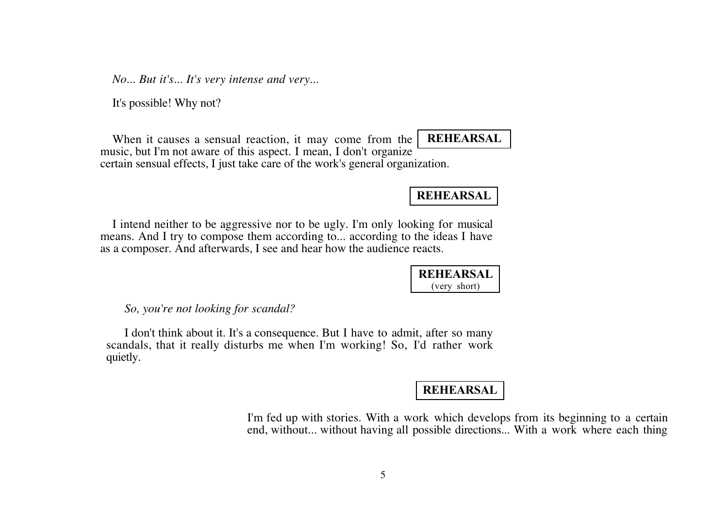*No... But it's... It's very intense and very...*

It's possible! Why not?

When it causes a sensual reaction, it may come from the music, but I'm not aware of this aspect. I mean, I don't organize certain sensual effects, I just take care of the work's general organization.

**REHEARSAL**

**REHEARSAL**

I intend neither to be aggressive nor to be ugly. I'm only looking for musical means. And I try to compose them according to... according to the ideas I have as a composer. And afterwards, I see and hear how the audience reacts.

**REHEARSAL**
(very short)

*So, you're not looking for scandal?*

I don't think about it. It's a consequence. But I have to admit, after so many scandals, that it really disturbs me when I'm working! So, I'd rather work quietly.

**REHEARSAL**

I'm fed up with stories. With a work which develops from its beginning to a certain end, without... without having all possible directions... With a work where each thing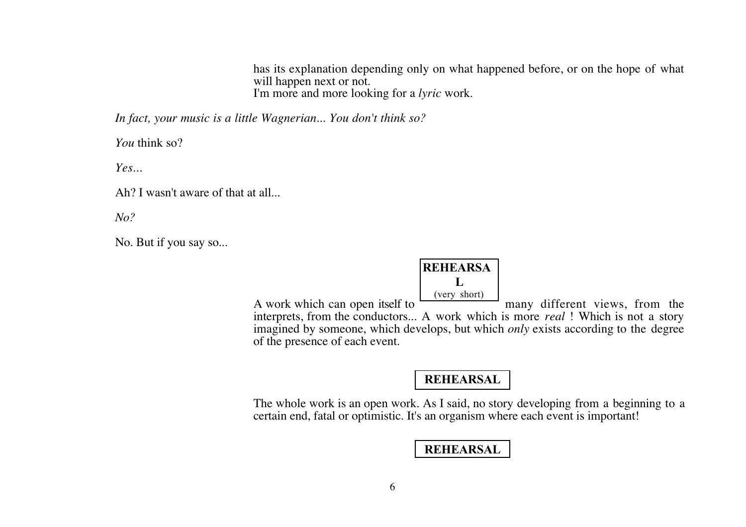has its explanation depending only on what happened before, or on the hope of what will happen next or not.
I'm more and more looking for a *lyric* work.

*In fact, your music is a little Wagnerian... You don't think so?*

*You* think so?

*Yes...*

Ah? I wasn't aware of that at all...

*No?*

No. But if you say so...

**REHEARSAL**
(very short)

A work which can open itself to many different views, from the interprets, from the conductors... A work which is more *real* ! Which is not a story imagined by someone, which develops, but which *only* exists according to the degree of the presence of each event.

**REHEARSAL**

The whole work is an open work. As I said, no story developing from a beginning to a certain end, fatal or optimistic. It's an organism where each event is important!

**REHEARSAL**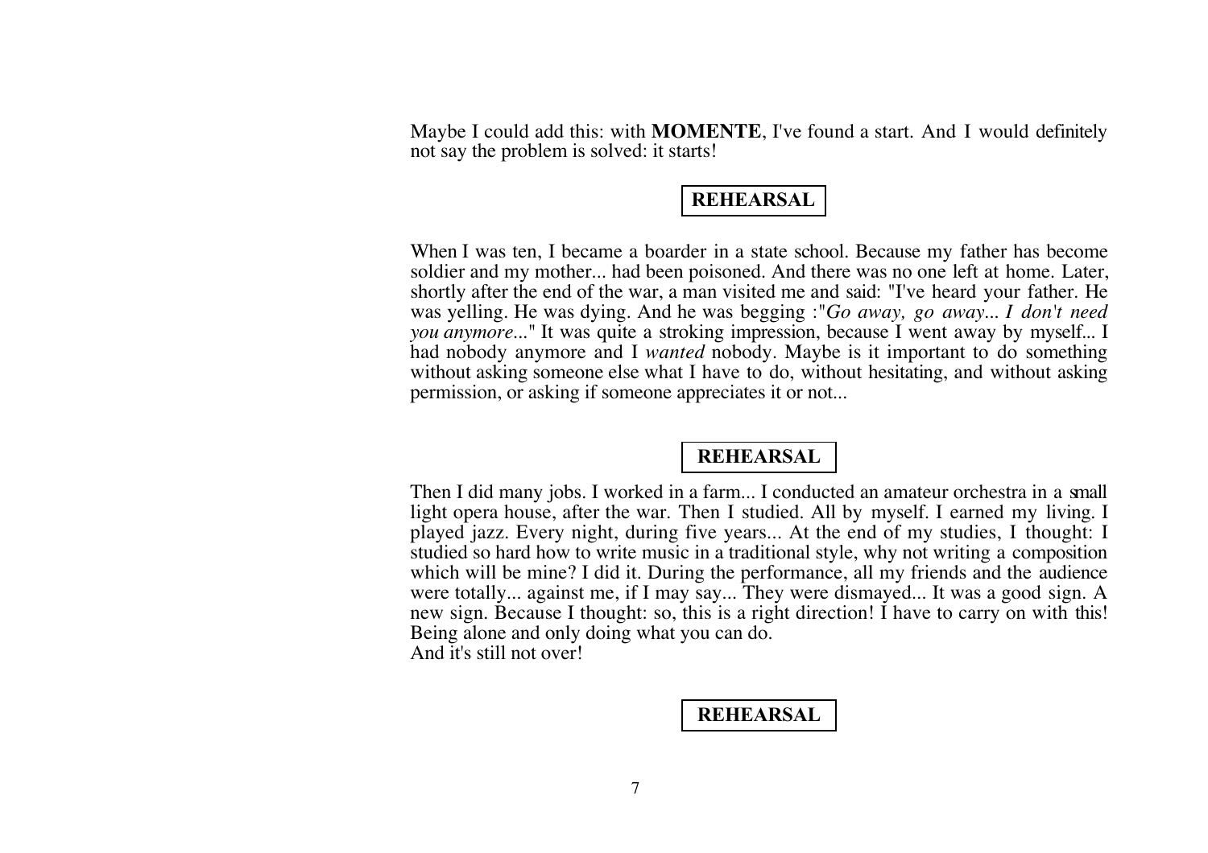Maybe I could add this: with **MOMENTE**, I've found a start. And I would definitely not say the problem is solved: it starts!

**REHEARSAL**

When I was ten, I became a boarder in a state school. Because my father has become soldier and my mother... had been poisoned. And there was no one left at home. Later, shortly after the end of the war, a man visited me and said: "I've heard your father. He was yelling. He was dying. And he was begging :"*Go away, go away... I don't need you anymore...*" It was quite a stroking impression, because I went away by myself... I had nobody anymore and I *wanted* nobody. Maybe is it important to do something without asking someone else what I have to do, without hesitating, and without asking permission, or asking if someone appreciates it or not...

**REHEARSAL**

Then I did many jobs. I worked in a farm... I conducted an amateur orchestra in a small light opera house, after the war. Then I studied. All by myself. I earned my living. I played jazz. Every night, during five years... At the end of my studies, I thought: I studied so hard how to write music in a traditional style, why not writing a composition which will be mine? I did it. During the performance, all my friends and the audience were totally... against me, if I may say... They were dismayed... It was a good sign. A new sign. Because I thought: so, this is a right direction! I have to carry on with this! Being alone and only doing what you can do.
And it's still not over!

**REHEARSAL**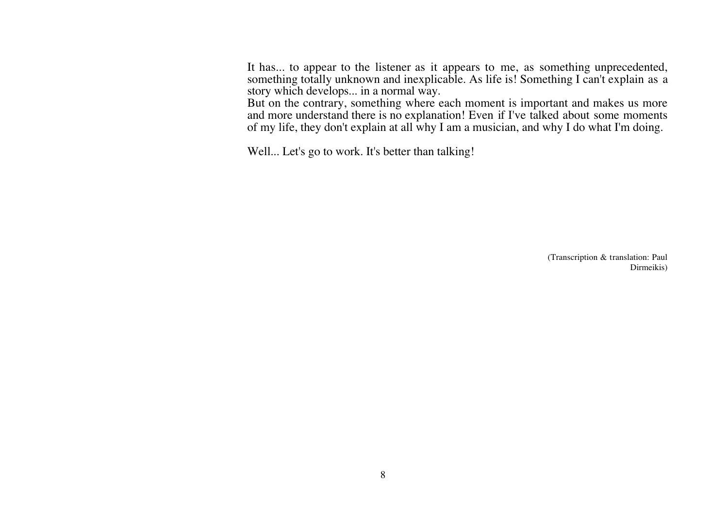It has... to appear to the listener as it appears to me, as something unprecedented, something totally unknown and inexplicable. As life is! Something I can't explain as a story which develops... in a normal way.
But on the contrary, something where each moment is important and makes us more and more understand there is no explanation! Even if I've talked about some moments of my life, they don't explain at all why I am a musician, and why I do what I'm doing.

Well... Let's go to work. It's better than talking!

(Transcription & translation: Paul Dirmeikis)